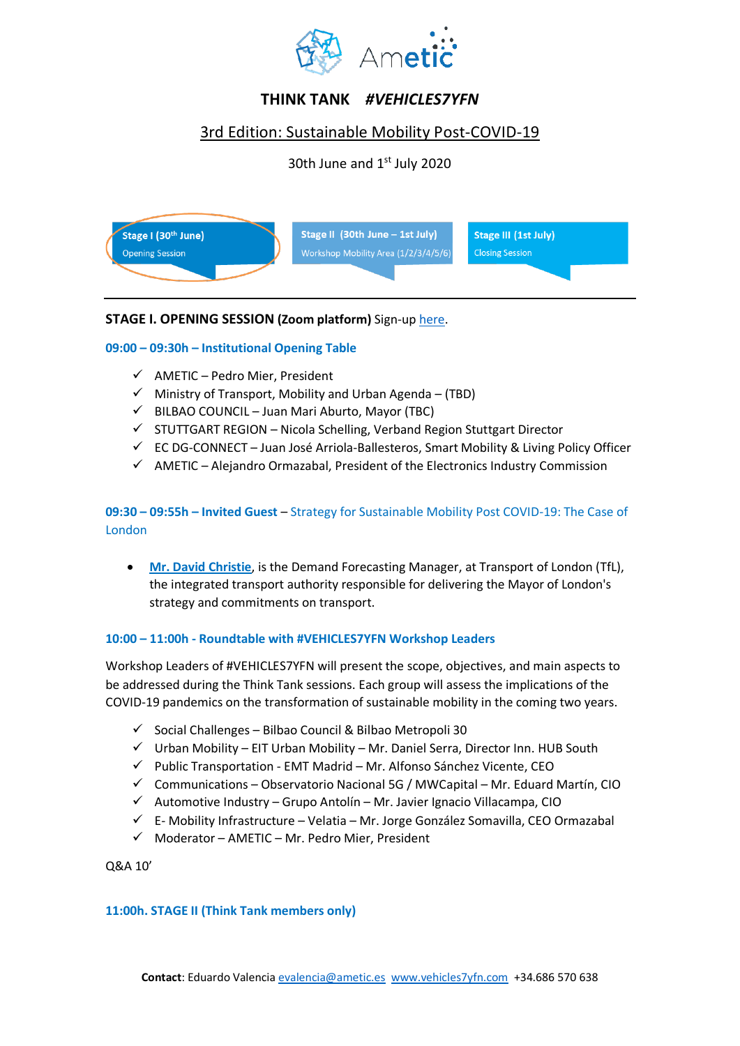# THINK TANK *#VEHICLES7YFN*

## 3rd Edition: Sustainable Mobility Post-COVID-19

30th June and 1st July 2020

**Stage I (30th June)** Opening Session | **Stage II (30th June – 1st July)** Workshop Mobility Area (1/2/3/4/5/6) | **Stage III (1st July)** Closing Session

---

**STAGE I. OPENING SESSION (Zoom platform)** Sign-up here.

### 09:00 – 09:30h – Institutional Opening Table

- ✓ AMETIC – Pedro Mier, President
- ✓ Ministry of Transport, Mobility and Urban Agenda – (TBD)
- ✓ BILBAO COUNCIL – Juan Mari Aburto, Mayor (TBC)
- ✓ STUTTGART REGION – Nicola Schelling, Verband Region Stuttgart Director
- ✓ EC DG-CONNECT – Juan José Arriola-Ballesteros, Smart Mobility & Living Policy Officer
- ✓ AMETIC – Alejandro Ormazabal, President of the Electronics Industry Commission

### 09:30 – 09:55h – Invited Guest – Strategy for Sustainable Mobility Post COVID-19: The Case of London

- **Mr. David Christie**, is the Demand Forecasting Manager, at Transport of London (TfL), the integrated transport authority responsible for delivering the Mayor of London's strategy and commitments on transport.

### 10:00 – 11:00h - Roundtable with #VEHICLES7YFN Workshop Leaders

Workshop Leaders of #VEHICLES7YFN will present the scope, objectives, and main aspects to be addressed during the Think Tank sessions. Each group will assess the implications of the COVID-19 pandemics on the transformation of sustainable mobility in the coming two years.

- ✓ Social Challenges – Bilbao Council & Bilbao Metropoli 30
- ✓ Urban Mobility – EIT Urban Mobility – Mr. Daniel Serra, Director Inn. HUB South
- ✓ Public Transportation - EMT Madrid – Mr. Alfonso Sánchez Vicente, CEO
- ✓ Communications – Observatorio Nacional 5G / MWCapital – Mr. Eduard Martín, CIO
- ✓ Automotive Industry – Grupo Antolín – Mr. Javier Ignacio Villacampa, CIO
- ✓ E- Mobility Infrastructure – Velatia – Mr. Jorge González Somavilla, CEO Ormazabal
- ✓ Moderator – AMETIC – Mr. Pedro Mier, President

Q&A 10'

### 11:00h. STAGE II (Think Tank members only)

**Contact**: Eduardo Valencia evalencia@ametic.es www.vehicles7yfn.com +34.686 570 638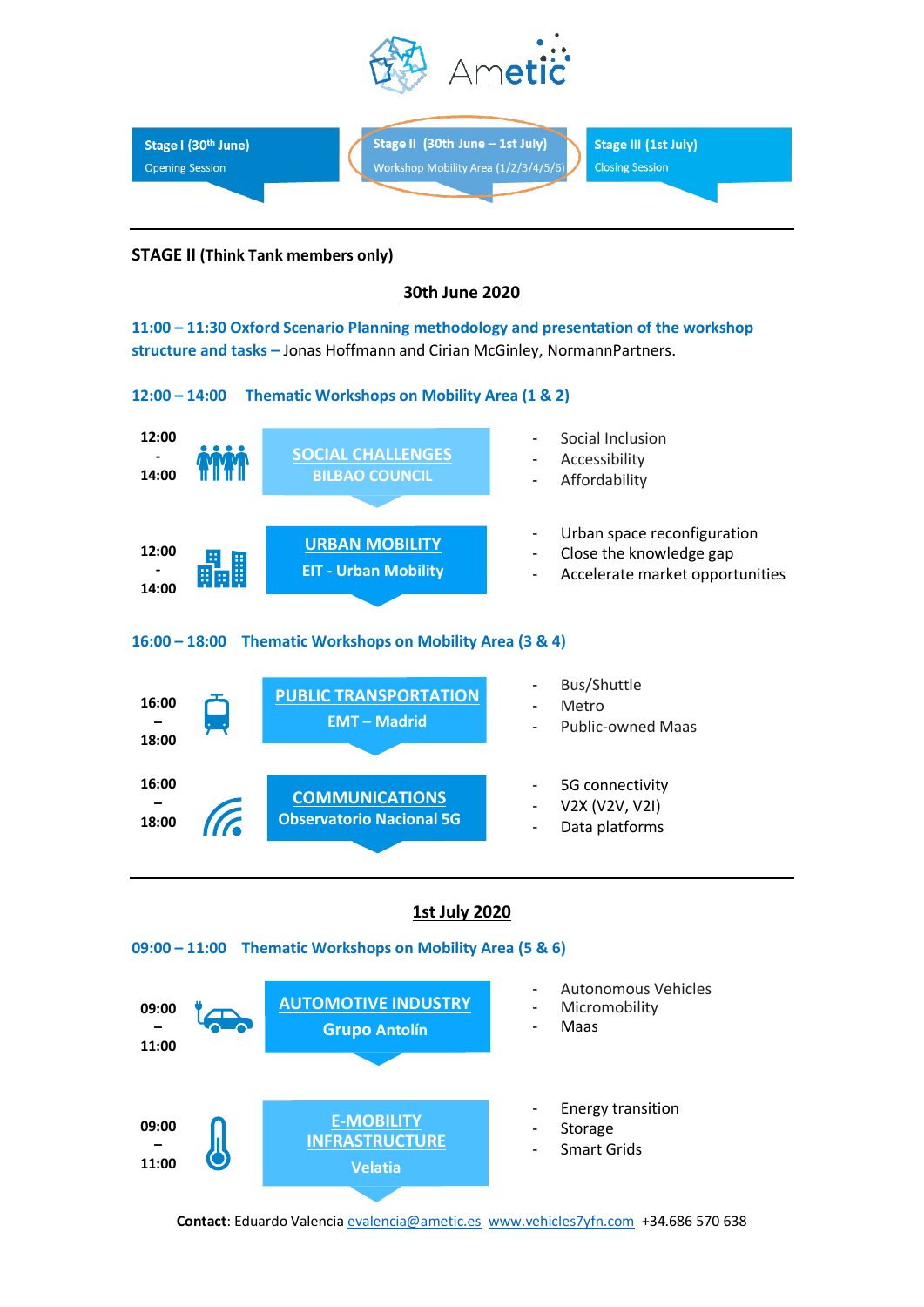Ametic

**Stage I (30th June)**
Opening Session

**Stage II (30th June – 1st July)**
Workshop Mobility Area (1/2/3/4/5/6)

**Stage III (1st July)**
Closing Session

---

**STAGE II (Think Tank members only)**

## 30th June 2020

**11:00 – 11:30 Oxford Scenario Planning methodology and presentation of the workshop structure and tasks –** Jonas Hoffmann and Cirian McGinley, NormannPartners.

**12:00 – 14:00 Thematic Workshops on Mobility Area (1 & 2)**

**12:00 - 14:00** — **SOCIAL CHALLENGES** — **BILBAO COUNCIL**

- Social Inclusion
- Accessibility
- Affordability

**12:00 - 14:00** — **URBAN MOBILITY** — **EIT - Urban Mobility**

- Urban space reconfiguration
- Close the knowledge gap
- Accelerate market opportunities

**16:00 – 18:00 Thematic Workshops on Mobility Area (3 & 4)**

**16:00 – 18:00** — **PUBLIC TRANSPORTATION** — **EMT – Madrid**

- Bus/Shuttle
- Metro
- Public-owned Maas

**16:00 – 18:00** — **COMMUNICATIONS** — **Observatorio Nacional 5G**

- 5G connectivity
- V2X (V2V, V2I)
- Data platforms

---

## 1st July 2020

**09:00 – 11:00 Thematic Workshops on Mobility Area (5 & 6)**

**09:00 – 11:00** — **AUTOMOTIVE INDUSTRY** — **Grupo Antolín**

- Autonomous Vehicles
- Micromobility
- Maas

**09:00 – 11:00** — **E-MOBILITY INFRASTRUCTURE** — **Velatia**

- Energy transition
- Storage
- Smart Grids

**Contact**: Eduardo Valencia evalencia@ametic.es www.vehicles7yfn.com +34.686 570 638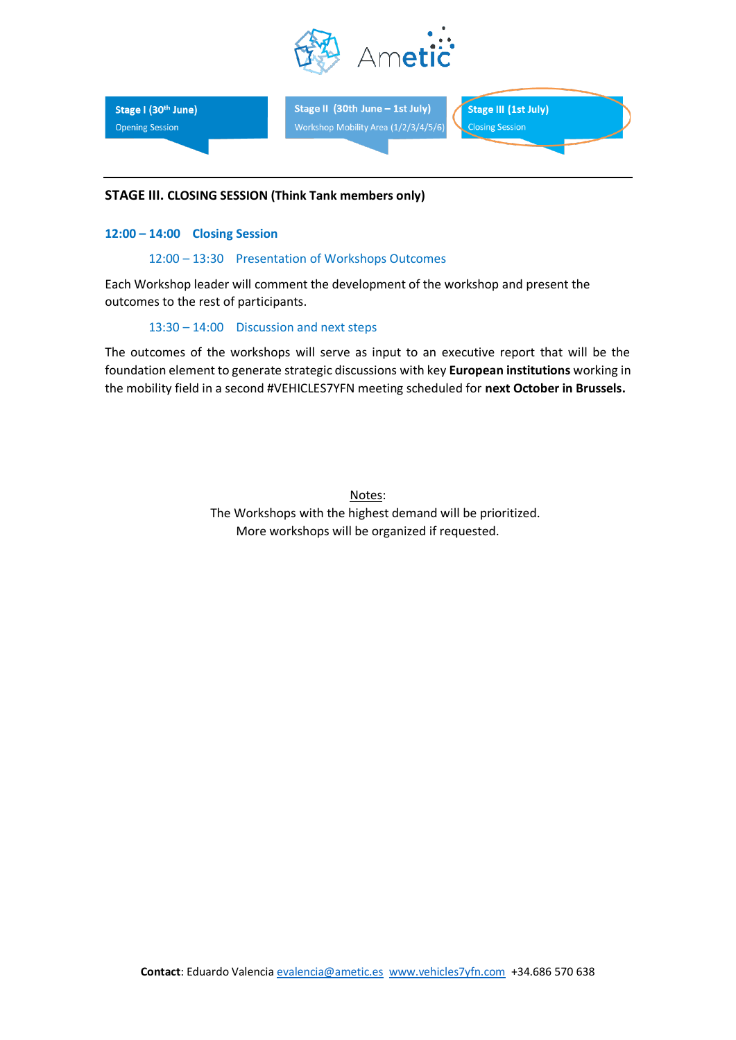Stage I (30th June)
Opening Session

Stage II (30th June – 1st July)
Workshop Mobility Area (1/2/3/4/5/6)

Stage III (1st July)
Closing Session

**STAGE III. CLOSING SESSION (Think Tank members only)**

### 12:00 – 14:00 Closing Session

#### 12:00 – 13:30 Presentation of Workshops Outcomes

Each Workshop leader will comment the development of the workshop and present the outcomes to the rest of participants.

#### 13:30 – 14:00 Discussion and next steps

The outcomes of the workshops will serve as input to an executive report that will be the foundation element to generate strategic discussions with key **European institutions** working in the mobility field in a second #VEHICLES7YFN meeting scheduled for **next October in Brussels.**

Notes:
The Workshops with the highest demand will be prioritized.
More workshops will be organized if requested.

**Contact**: Eduardo Valencia evalencia@ametic.es www.vehicles7yfn.com +34.686 570 638